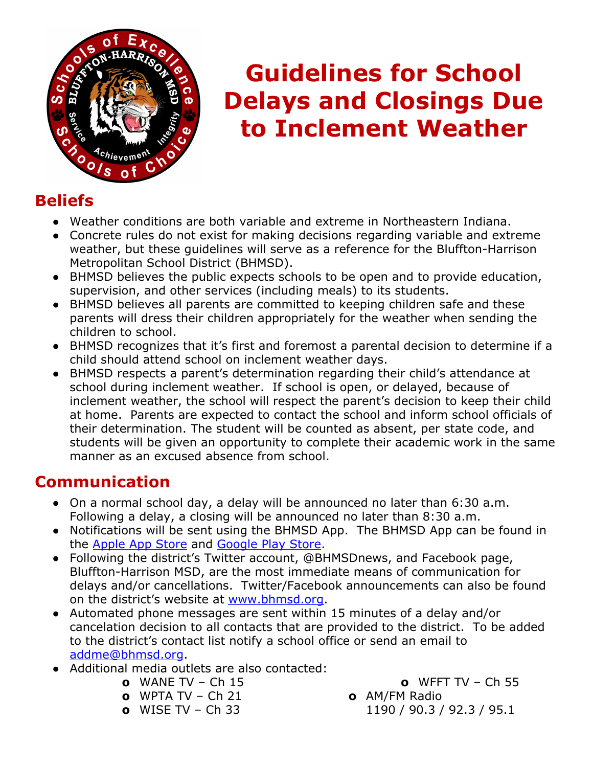# Guidelines for School Delays and Closings Due to Inclement Weather

## Beliefs

- Weather conditions are both variable and extreme in Northeastern Indiana.
- Concrete rules do not exist for making decisions regarding variable and extreme weather, but these guidelines will serve as a reference for the Bluffton-Harrison Metropolitan School District (BHMSD).
- BHMSD believes the public expects schools to be open and to provide education, supervision, and other services (including meals) to its students.
- BHMSD believes all parents are committed to keeping children safe and these parents will dress their children appropriately for the weather when sending the children to school.
- BHMSD recognizes that it's first and foremost a parental decision to determine if a child should attend school on inclement weather days.
- BHMSD respects a parent's determination regarding their child's attendance at school during inclement weather. If school is open, or delayed, because of inclement weather, the school will respect the parent's decision to keep their child at home. Parents are expected to contact the school and inform school officials of their determination. The student will be counted as absent, per state code, and students will be given an opportunity to complete their academic work in the same manner as an excused absence from school.

## Communication

- On a normal school day, a delay will be announced no later than 6:30 a.m. Following a delay, a closing will be announced no later than 8:30 a.m.
- Notifications will be sent using the BHMSD App. The BHMSD App can be found in the Apple App Store and Google Play Store.
- Following the district's Twitter account, @BHMSDnews, and Facebook page, Bluffton-Harrison MSD, are the most immediate means of communication for delays and/or cancellations. Twitter/Facebook announcements can also be found on the district's website at www.bhmsd.org.
- Automated phone messages are sent within 15 minutes of a delay and/or cancelation decision to all contacts that are provided to the district. To be added to the district's contact list notify a school office or send an email to addme@bhmsd.org.
- Additional media outlets are also contacted:
  - WANE TV – Ch 15
  - WPTA TV – Ch 21
  - WISE TV – Ch 33
  - WFFT TV – Ch 55
  - AM/FM Radio 1190 / 90.3 / 92.3 / 95.1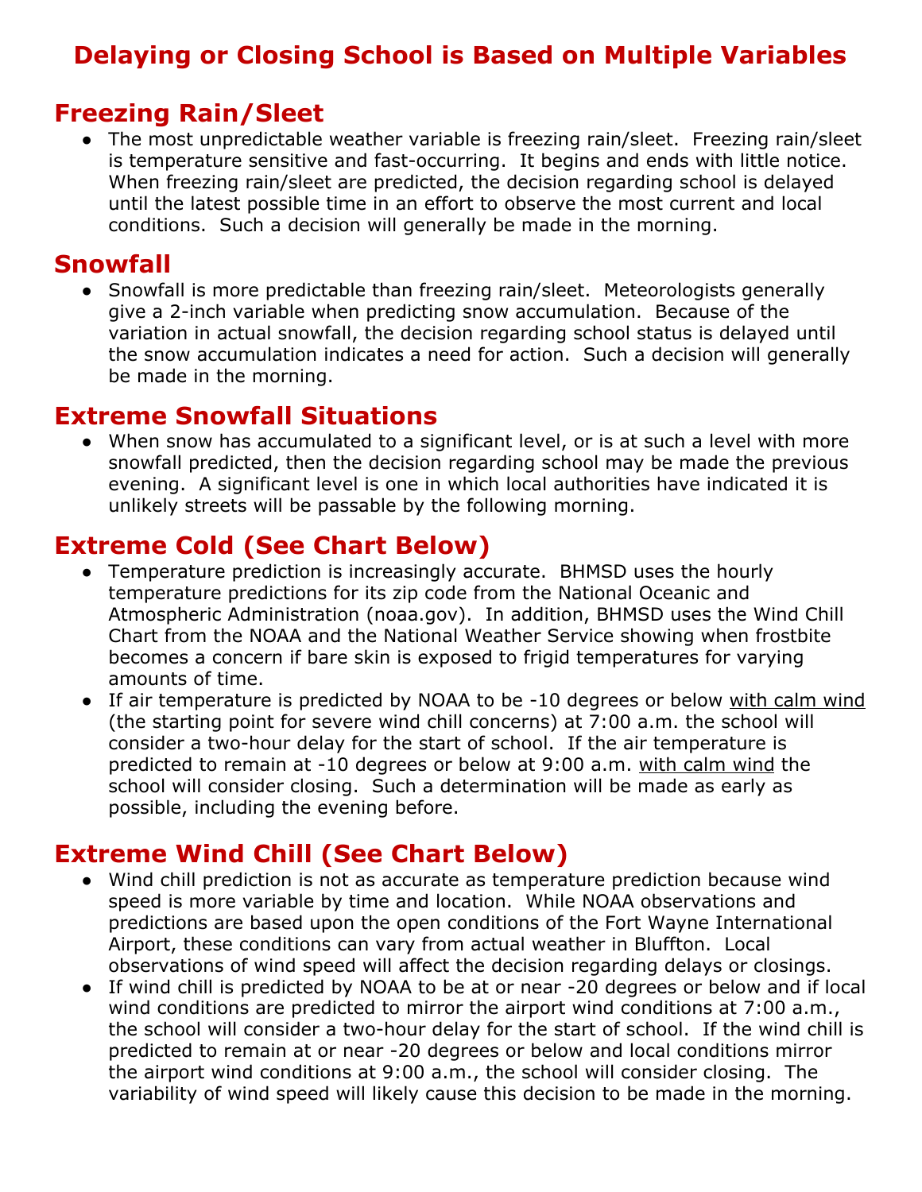# Delaying or Closing School is Based on Multiple Variables

## Freezing Rain/Sleet

- The most unpredictable weather variable is freezing rain/sleet. Freezing rain/sleet is temperature sensitive and fast-occurring. It begins and ends with little notice. When freezing rain/sleet are predicted, the decision regarding school is delayed until the latest possible time in an effort to observe the most current and local conditions. Such a decision will generally be made in the morning.

## Snowfall

- Snowfall is more predictable than freezing rain/sleet. Meteorologists generally give a 2-inch variable when predicting snow accumulation. Because of the variation in actual snowfall, the decision regarding school status is delayed until the snow accumulation indicates a need for action. Such a decision will generally be made in the morning.

## Extreme Snowfall Situations

- When snow has accumulated to a significant level, or is at such a level with more snowfall predicted, then the decision regarding school may be made the previous evening. A significant level is one in which local authorities have indicated it is unlikely streets will be passable by the following morning.

## Extreme Cold (See Chart Below)

- Temperature prediction is increasingly accurate. BHMSD uses the hourly temperature predictions for its zip code from the National Oceanic and Atmospheric Administration (noaa.gov). In addition, BHMSD uses the Wind Chill Chart from the NOAA and the National Weather Service showing when frostbite becomes a concern if bare skin is exposed to frigid temperatures for varying amounts of time.
- If air temperature is predicted by NOAA to be -10 degrees or below <u>with calm wind</u> (the starting point for severe wind chill concerns) at 7:00 a.m. the school will consider a two-hour delay for the start of school. If the air temperature is predicted to remain at -10 degrees or below at 9:00 a.m. <u>with calm wind</u> the school will consider closing. Such a determination will be made as early as possible, including the evening before.

## Extreme Wind Chill (See Chart Below)

- Wind chill prediction is not as accurate as temperature prediction because wind speed is more variable by time and location. While NOAA observations and predictions are based upon the open conditions of the Fort Wayne International Airport, these conditions can vary from actual weather in Bluffton. Local observations of wind speed will affect the decision regarding delays or closings.
- If wind chill is predicted by NOAA to be at or near -20 degrees or below and if local wind conditions are predicted to mirror the airport wind conditions at 7:00 a.m., the school will consider a two-hour delay for the start of school. If the wind chill is predicted to remain at or near -20 degrees or below and local conditions mirror the airport wind conditions at 9:00 a.m., the school will consider closing. The variability of wind speed will likely cause this decision to be made in the morning.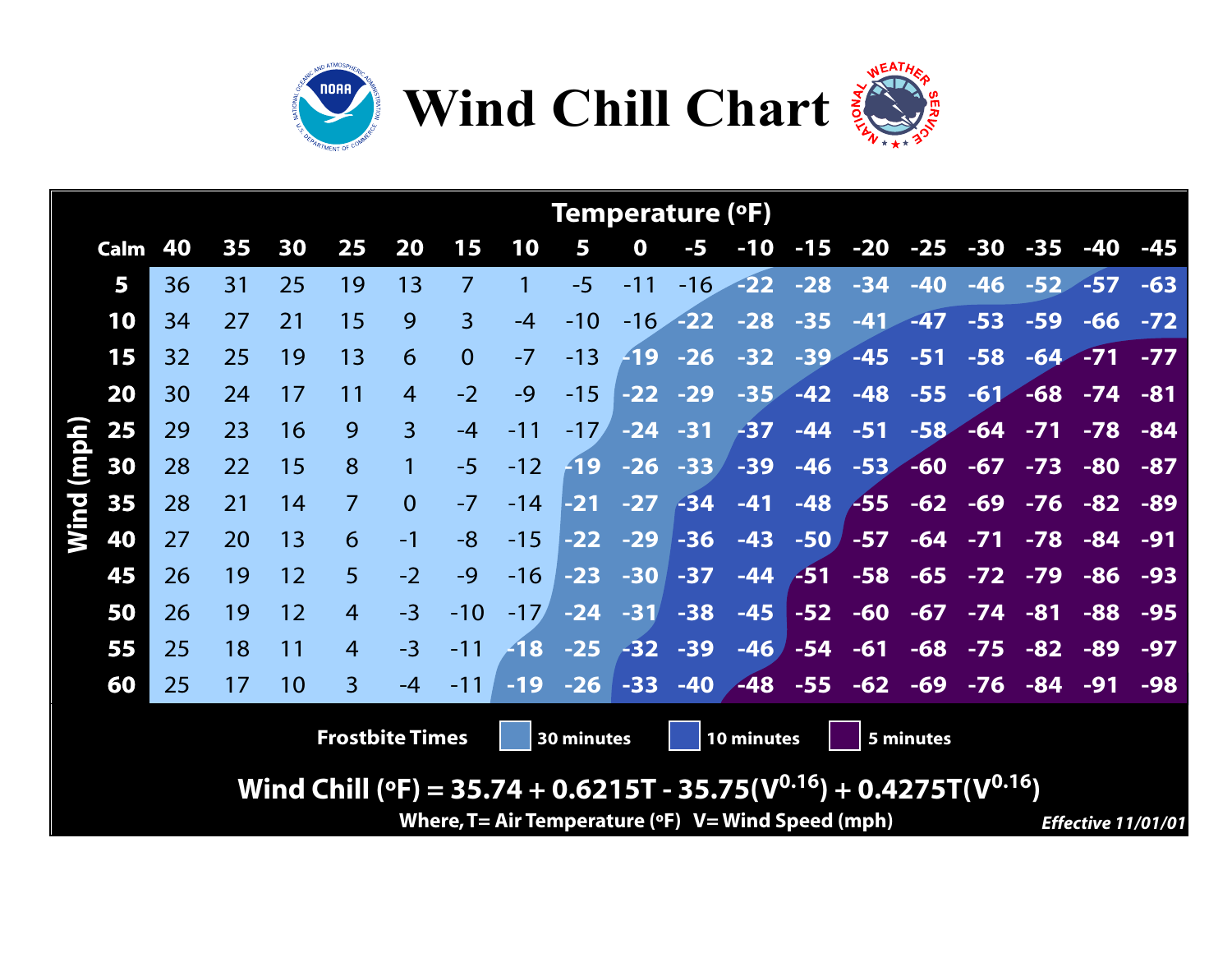# Wind Chill Chart

| Wind (mph) | Calm 40 | 35 | 30 | 25 | 20 | 15 | 10 | 5 | 0 | -5 | -10 | -15 | -20 | -25 | -30 | -35 | -40 | -45 |
|---|---|---|---|---|---|---|---|---|---|---|---|---|---|---|---|---|---|---|
| 5 | 36 | 31 | 25 | 19 | 13 | 7 | 1 | -5 | -11 | -16 | -22 | -28 | -34 | -40 | -46 | -52 | -57 | -63 |
| 10 | 34 | 27 | 21 | 15 | 9 | 3 | -4 | -10 | -16 | -22 | -28 | -35 | -41 | -47 | -53 | -59 | -66 | -72 |
| 15 | 32 | 25 | 19 | 13 | 6 | 0 | -7 | -13 | -19 | -26 | -32 | -39 | -45 | -51 | -58 | -64 | -71 | -77 |
| 20 | 30 | 24 | 17 | 11 | 4 | -2 | -9 | -15 | -22 | -29 | -35 | -42 | -48 | -55 | -61 | -68 | -74 | -81 |
| 25 | 29 | 23 | 16 | 9 | 3 | -4 | -11 | -17 | -24 | -31 | -37 | -44 | -51 | -58 | -64 | -71 | -78 | -84 |
| 30 | 28 | 22 | 15 | 8 | 1 | -5 | -12 | -19 | -26 | -33 | -39 | -46 | -53 | -60 | -67 | -73 | -80 | -87 |
| 35 | 28 | 21 | 14 | 7 | 0 | -7 | -14 | -21 | -27 | -34 | -41 | -48 | -55 | -62 | -69 | -76 | -82 | -89 |
| 40 | 27 | 20 | 13 | 6 | -1 | -8 | -15 | -22 | -29 | -36 | -43 | -50 | -57 | -64 | -71 | -78 | -84 | -91 |
| 45 | 26 | 19 | 12 | 5 | -2 | -9 | -16 | -23 | -30 | -37 | -44 | -51 | -58 | -65 | -72 | -79 | -86 | -93 |
| 50 | 26 | 19 | 12 | 4 | -3 | -10 | -17 | -24 | -31 | -38 | -45 | -52 | -60 | -67 | -74 | -81 | -88 | -95 |
| 55 | 25 | 18 | 11 | 4 | -3 | -11 | -18 | -25 | -32 | -39 | -46 | -54 | -61 | -68 | -75 | -82 | -89 | -97 |
| 60 | 25 | 17 | 10 | 3 | -4 | -11 | -19 | -26 | -33 | -40 | -48 | -55 | -62 | -69 | -76 | -84 | -91 | -98 |

Temperature (°F)

**Frostbite Times** 30 minutes | 10 minutes | 5 minutes

$$\text{Wind Chill (°F)} = 35.74 + 0.6215T - 35.75(V^{0.16}) + 0.4275T(V^{0.16})$$

Where, T= Air Temperature (°F) V= Wind Speed (mph)

*Effective 11/01/01*